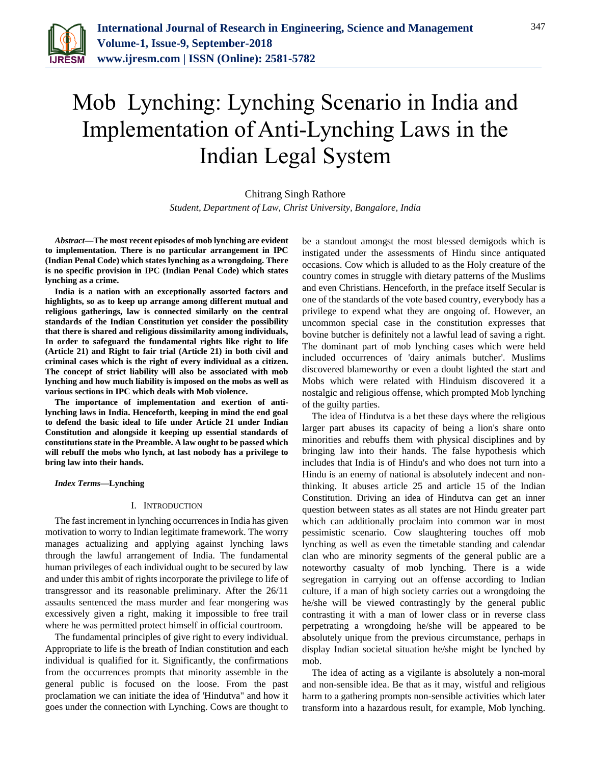# Mob Lynching: Lynching Scenario in India and Implementation of Anti-Lynching Laws in the Indian Legal System

Chitrang Singh Rathore

*Student, Department of Law, Christ University, Bangalore, India*

***Abstract*—The most recent episodes of mob lynching are evident to implementation. There is no particular arrangement in IPC (Indian Penal Code) which states lynching as a wrongdoing. There is no specific provision in IPC (Indian Penal Code) which states lynching as a crime.**

**India is a nation with an exceptionally assorted factors and highlights, so as to keep up arrange among different mutual and religious gatherings, law is connected similarly on the central standards of the Indian Constitution yet consider the possibility that there is shared and religious dissimilarity among individuals, In order to safeguard the fundamental rights like right to life (Article 21) and Right to fair trial (Article 21) in both civil and criminal cases which is the right of every individual as a citizen. The concept of strict liability will also be associated with mob lynching and how much liability is imposed on the mobs as well as various sections in IPC which deals with Mob violence.**

**The importance of implementation and exertion of anti-lynching laws in India. Henceforth, keeping in mind the end goal to defend the basic ideal to life under Article 21 under Indian Constitution and alongside it keeping up essential standards of constitutions state in the Preamble. A law ought to be passed which will rebuff the mobs who lynch, at last nobody has a privilege to bring law into their hands.**

***Index Terms*—Lynching**

## I. Introduction

The fast increment in lynching occurrences in India has given motivation to worry to Indian legitimate framework. The worry manages actualizing and applying against lynching laws through the lawful arrangement of India. The fundamental human privileges of each individual ought to be secured by law and under this ambit of rights incorporate the privilege to life of transgressor and its reasonable preliminary. After the 26/11 assaults sentenced the mass murder and fear mongering was excessively given a right, making it impossible to free trail where he was permitted protect himself in official courtroom.

The fundamental principles of give right to every individual. Appropriate to life is the breath of Indian constitution and each individual is qualified for it. Significantly, the confirmations from the occurrences prompts that minority assemble in the general public is focused on the loose. From the past proclamation we can initiate the idea of 'Hindutva" and how it goes under the connection with Lynching. Cows are thought to be a standout amongst the most blessed demigods which is instigated under the assessments of Hindu since antiquated occasions. Cow which is alluded to as the Holy creature of the country comes in struggle with dietary patterns of the Muslims and even Christians. Henceforth, in the preface itself Secular is one of the standards of the vote based country, everybody has a privilege to expend what they are ongoing of. However, an uncommon special case in the constitution expresses that bovine butcher is definitely not a lawful lead of saving a right. The dominant part of mob lynching cases which were held included occurrences of 'dairy animals butcher'. Muslims discovered blameworthy or even a doubt lighted the start and Mobs which were related with Hinduism discovered it a nostalgic and religious offense, which prompted Mob lynching of the guilty parties.

The idea of Hindutva is a bet these days where the religious larger part abuses its capacity of being a lion's share onto minorities and rebuffs them with physical disciplines and by bringing law into their hands. The false hypothesis which includes that India is of Hindu's and who does not turn into a Hindu is an enemy of national is absolutely indecent and non-thinking. It abuses article 25 and article 15 of the Indian Constitution. Driving an idea of Hindutva can get an inner question between states as all states are not Hindu greater part which can additionally proclaim into common war in most pessimistic scenario. Cow slaughtering touches off mob lynching as well as even the timetable standing and calendar clan who are minority segments of the general public are a noteworthy casualty of mob lynching. There is a wide segregation in carrying out an offense according to Indian culture, if a man of high society carries out a wrongdoing the he/she will be viewed contrastingly by the general public contrasting it with a man of lower class or in reverse class perpetrating a wrongdoing he/she will be appeared to be absolutely unique from the previous circumstance, perhaps in display Indian societal situation he/she might be lynched by mob.

The idea of acting as a vigilante is absolutely a non-moral and non-sensible idea. Be that as it may, wistful and religious harm to a gathering prompts non-sensible activities which later transform into a hazardous result, for example, Mob lynching.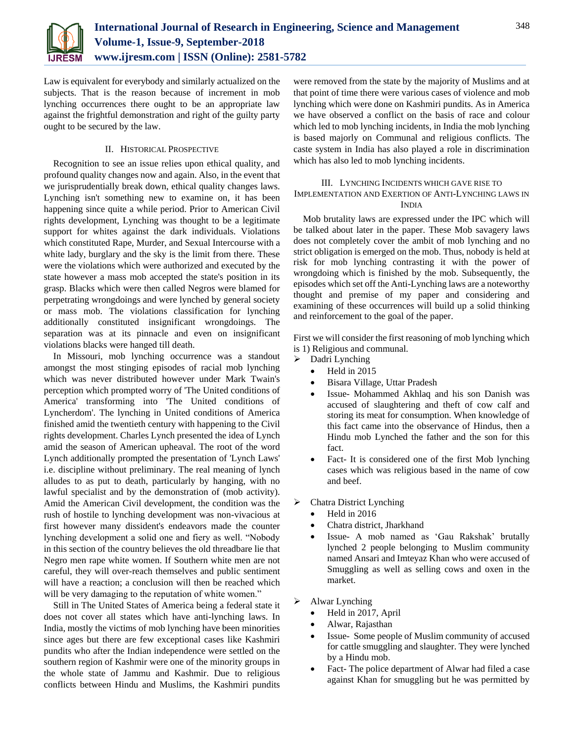Law is equivalent for everybody and similarly actualized on the subjects. That is the reason because of increment in mob lynching occurrences there ought to be an appropriate law against the frightful demonstration and right of the guilty party ought to be secured by the law.

## II. Historical Prospective

Recognition to see an issue relies upon ethical quality, and profound quality changes now and again. Also, in the event that we jurisprudentially break down, ethical quality changes laws. Lynching isn't something new to examine on, it has been happening since quite a while period. Prior to American Civil rights development, Lynching was thought to be a legitimate support for whites against the dark individuals. Violations which constituted Rape, Murder, and Sexual Intercourse with a white lady, burglary and the sky is the limit from there. These were the violations which were authorized and executed by the state however a mass mob accepted the state's position in its grasp. Blacks which were then called Negros were blamed for perpetrating wrongdoings and were lynched by general society or mass mob. The violations classification for lynching additionally constituted insignificant wrongdoings. The separation was at its pinnacle and even on insignificant violations blacks were hanged till death.

In Missouri, mob lynching occurrence was a standout amongst the most stinging episodes of racial mob lynching which was never distributed however under Mark Twain's perception which prompted worry of 'The United conditions of America' transforming into 'The United conditions of Lyncherdom'. The lynching in United conditions of America finished amid the twentieth century with happening to the Civil rights development. Charles Lynch presented the idea of Lynch amid the season of American upheaval. The root of the word Lynch additionally prompted the presentation of 'Lynch Laws' i.e. discipline without preliminary. The real meaning of lynch alludes to as put to death, particularly by hanging, with no lawful specialist and by the demonstration of (mob activity). Amid the American Civil development, the condition was the rush of hostile to lynching development was non-vivacious at first however many dissident's endeavors made the counter lynching development a solid one and fiery as well. "Nobody in this section of the country believes the old threadbare lie that Negro men rape white women. If Southern white men are not careful, they will over-reach themselves and public sentiment will have a reaction; a conclusion will then be reached which will be very damaging to the reputation of white women."

Still in The United States of America being a federal state it does not cover all states which have anti-lynching laws. In India, mostly the victims of mob lynching have been minorities since ages but there are few exceptional cases like Kashmiri pundits who after the Indian independence were settled on the southern region of Kashmir were one of the minority groups in the whole state of Jammu and Kashmir. Due to religious conflicts between Hindu and Muslims, the Kashmiri pundits were removed from the state by the majority of Muslims and at that point of time there were various cases of violence and mob lynching which were done on Kashmiri pundits. As in America we have observed a conflict on the basis of race and colour which led to mob lynching incidents, in India the mob lynching is based majorly on Communal and religious conflicts. The caste system in India has also played a role in discrimination which has also led to mob lynching incidents.

## III. Lynching Incidents which gave rise to Implementation and Exertion of Anti-Lynching laws in India

Mob brutality laws are expressed under the IPC which will be talked about later in the paper. These Mob savagery laws does not completely cover the ambit of mob lynching and no strict obligation is emerged on the mob. Thus, nobody is held at risk for mob lynching contrasting it with the power of wrongdoing which is finished by the mob. Subsequently, the episodes which set off the Anti-Lynching laws are a noteworthy thought and premise of my paper and considering and examining of these occurrences will build up a solid thinking and reinforcement to the goal of the paper.

First we will consider the first reasoning of mob lynching which is 1) Religious and communal.

- Dadri Lynching
  - Held in 2015
  - Bisara Village, Uttar Pradesh
  - Issue- Mohammed Akhlaq and his son Danish was accused of slaughtering and theft of cow calf and storing its meat for consumption. When knowledge of this fact came into the observance of Hindus, then a Hindu mob Lynched the father and the son for this fact.
  - Fact- It is considered one of the first Mob lynching cases which was religious based in the name of cow and beef.
- Chatra District Lynching
  - Held in 2016
  - Chatra district, Jharkhand
  - Issue- A mob named as 'Gau Rakshak' brutally lynched 2 people belonging to Muslim community named Ansari and Imteyaz Khan who were accused of Smuggling as well as selling cows and oxen in the market.
- Alwar Lynching
  - Held in 2017, April
  - Alwar, Rajasthan
  - Issue- Some people of Muslim community of accused for cattle smuggling and slaughter. They were lynched by a Hindu mob.
  - Fact- The police department of Alwar had filed a case against Khan for smuggling but he was permitted by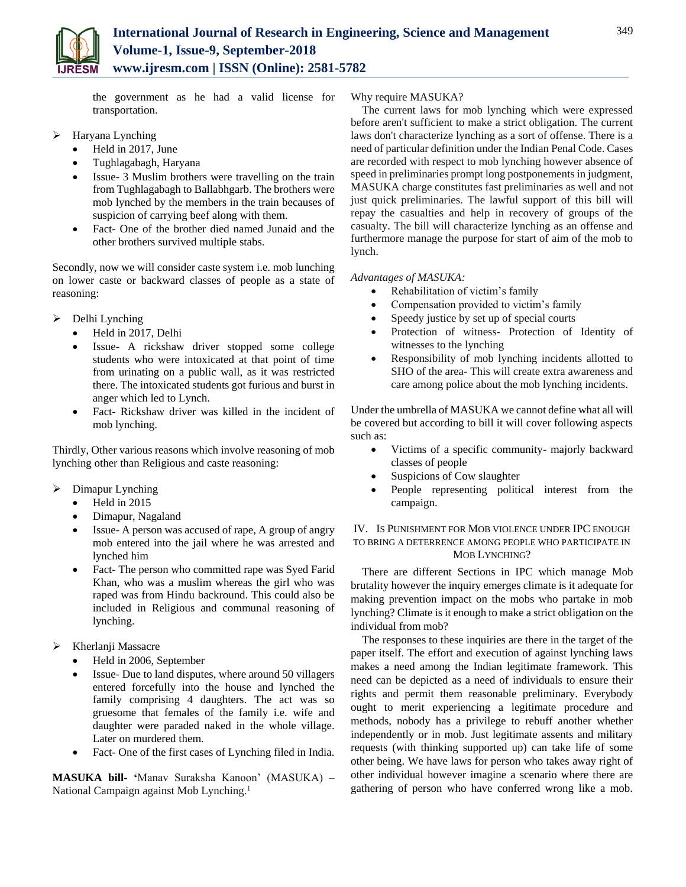the government as he had a valid license for transportation.

- Haryana Lynching
  - Held in 2017, June
  - Tughlagabagh, Haryana
  - Issue- 3 Muslim brothers were travelling on the train from Tughlagabagh to Ballabhgarb. The brothers were mob lynched by the members in the train becauses of suspicion of carrying beef along with them.
  - Fact- One of the brother died named Junaid and the other brothers survived multiple stabs.

Secondly, now we will consider caste system i.e. mob lunching on lower caste or backward classes of people as a state of reasoning:

- Delhi Lynching
  - Held in 2017, Delhi
  - Issue- A rickshaw driver stopped some college students who were intoxicated at that point of time from urinating on a public wall, as it was restricted there. The intoxicated students got furious and burst in anger which led to Lynch.
  - Fact- Rickshaw driver was killed in the incident of mob lynching.

Thirdly, Other various reasons which involve reasoning of mob lynching other than Religious and caste reasoning:

- Dimapur Lynching
  - Held in 2015
  - Dimapur, Nagaland
  - Issue- A person was accused of rape, A group of angry mob entered into the jail where he was arrested and lynched him
  - Fact- The person who committed rape was Syed Farid Khan, who was a muslim whereas the girl who was raped was from Hindu backround. This could also be included in Religious and communal reasoning of lynching.
- Kherlanji Massacre
  - Held in 2006, September
  - Issue- Due to land disputes, where around 50 villagers entered forcefully into the house and lynched the family comprising 4 daughters. The act was so gruesome that females of the family i.e. wife and daughter were paraded naked in the whole village. Later on murdered them.
  - Fact- One of the first cases of Lynching filed in India.

**MASUKA bill**- '**Manav Suraksha Kanoon' (MASUKA) – National Campaign against Mob Lynching.[1]

Why require MASUKA?

The current laws for mob lynching which were expressed before aren't sufficient to make a strict obligation. The current laws don't characterize lynching as a sort of offense. There is a need of particular definition under the Indian Penal Code. Cases are recorded with respect to mob lynching however absence of speed in preliminaries prompt long postponements in judgment, MASUKA charge constitutes fast preliminaries as well and not just quick preliminaries. The lawful support of this bill will repay the casualties and help in recovery of groups of the casualty. The bill will characterize lynching as an offense and furthermore manage the purpose for start of aim of the mob to lynch.

*Advantages of MASUKA:*

- Rehabilitation of victim's family
- Compensation provided to victim's family
- Speedy justice by set up of special courts
- Protection of witness- Protection of Identity of witnesses to the lynching
- Responsibility of mob lynching incidents allotted to SHO of the area- This will create extra awareness and care among police about the mob lynching incidents.

Under the umbrella of MASUKA we cannot define what all will be covered but according to bill it will cover following aspects such as:

- Victims of a specific community- majorly backward classes of people
- Suspicions of Cow slaughter
- People representing political interest from the campaign.

## IV. Is Punishment for Mob Violence under IPC enough to bring a Deterrence among People who participate in Mob Lynching?

There are different Sections in IPC which manage Mob brutality however the inquiry emerges climate is it adequate for making prevention impact on the mobs who partake in mob lynching? Climate is it enough to make a strict obligation on the individual from mob?

The responses to these inquiries are there in the target of the paper itself. The effort and execution of against lynching laws makes a need among the Indian legitimate framework. This need can be depicted as a need of individuals to ensure their rights and permit them reasonable preliminary. Everybody ought to merit experiencing a legitimate procedure and methods, nobody has a privilege to rebuff another whether independently or in mob. Just legitimate assents and military requests (with thinking supported up) can take life of some other being. We have laws for person who takes away right of other individual however imagine a scenario where there are gathering of person who have conferred wrong like a mob.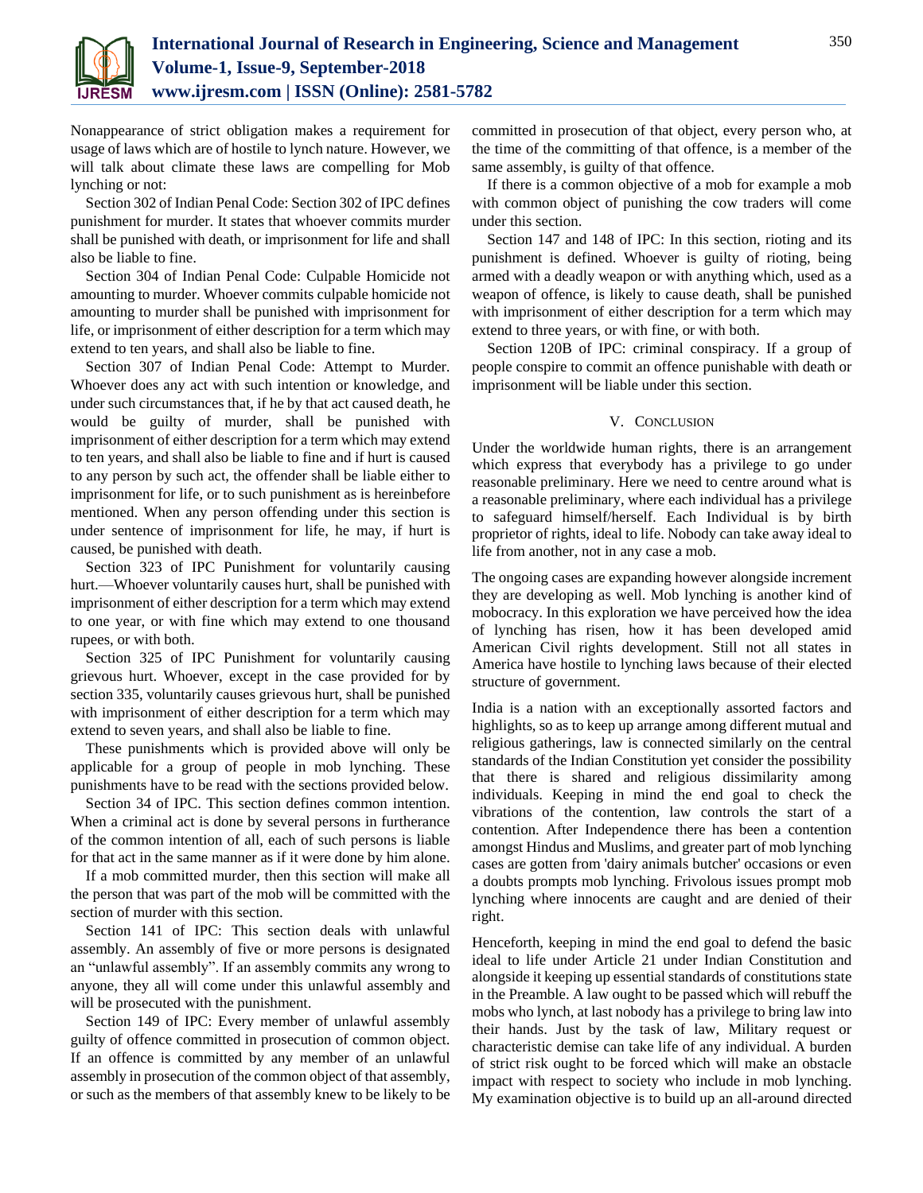Nonappearance of strict obligation makes a requirement for usage of laws which are of hostile to lynch nature. However, we will talk about climate these laws are compelling for Mob lynching or not:

Section 302 of Indian Penal Code: Section 302 of IPC defines punishment for murder. It states that whoever commits murder shall be punished with death, or imprisonment for life and shall also be liable to fine.

Section 304 of Indian Penal Code: Culpable Homicide not amounting to murder. Whoever commits culpable homicide not amounting to murder shall be punished with imprisonment for life, or imprisonment of either description for a term which may extend to ten years, and shall also be liable to fine.

Section 307 of Indian Penal Code: Attempt to Murder. Whoever does any act with such intention or knowledge, and under such circumstances that, if he by that act caused death, he would be guilty of murder, shall be punished with imprisonment of either description for a term which may extend to ten years, and shall also be liable to fine and if hurt is caused to any person by such act, the offender shall be liable either to imprisonment for life, or to such punishment as is hereinbefore mentioned. When any person offending under this section is under sentence of imprisonment for life, he may, if hurt is caused, be punished with death.

Section 323 of IPC Punishment for voluntarily causing hurt.—Whoever voluntarily causes hurt, shall be punished with imprisonment of either description for a term which may extend to one year, or with fine which may extend to one thousand rupees, or with both.

Section 325 of IPC Punishment for voluntarily causing grievous hurt. Whoever, except in the case provided for by section 335, voluntarily causes grievous hurt, shall be punished with imprisonment of either description for a term which may extend to seven years, and shall also be liable to fine.

These punishments which is provided above will only be applicable for a group of people in mob lynching. These punishments have to be read with the sections provided below.

Section 34 of IPC. This section defines common intention. When a criminal act is done by several persons in furtherance of the common intention of all, each of such persons is liable for that act in the same manner as if it were done by him alone.

If a mob committed murder, then this section will make all the person that was part of the mob will be committed with the section of murder with this section.

Section 141 of IPC: This section deals with unlawful assembly. An assembly of five or more persons is designated an "unlawful assembly". If an assembly commits any wrong to anyone, they all will come under this unlawful assembly and will be prosecuted with the punishment.

Section 149 of IPC: Every member of unlawful assembly guilty of offence committed in prosecution of common object. If an offence is committed by any member of an unlawful assembly in prosecution of the common object of that assembly, or such as the members of that assembly knew to be likely to be committed in prosecution of that object, every person who, at the time of the committing of that offence, is a member of the same assembly, is guilty of that offence.

If there is a common objective of a mob for example a mob with common object of punishing the cow traders will come under this section.

Section 147 and 148 of IPC: In this section, rioting and its punishment is defined. Whoever is guilty of rioting, being armed with a deadly weapon or with anything which, used as a weapon of offence, is likely to cause death, shall be punished with imprisonment of either description for a term which may extend to three years, or with fine, or with both.

Section 120B of IPC: criminal conspiracy. If a group of people conspire to commit an offence punishable with death or imprisonment will be liable under this section.

## V. Conclusion

Under the worldwide human rights, there is an arrangement which express that everybody has a privilege to go under reasonable preliminary. Here we need to centre around what is a reasonable preliminary, where each individual has a privilege to safeguard himself/herself. Each Individual is by birth proprietor of rights, ideal to life. Nobody can take away ideal to life from another, not in any case a mob.

The ongoing cases are expanding however alongside increment they are developing as well. Mob lynching is another kind of mobocracy. In this exploration we have perceived how the idea of lynching has risen, how it has been developed amid American Civil rights development. Still not all states in America have hostile to lynching laws because of their elected structure of government.

India is a nation with an exceptionally assorted factors and highlights, so as to keep up arrange among different mutual and religious gatherings, law is connected similarly on the central standards of the Indian Constitution yet consider the possibility that there is shared and religious dissimilarity among individuals. Keeping in mind the end goal to check the vibrations of the contention, law controls the start of a contention. After Independence there has been a contention amongst Hindus and Muslims, and greater part of mob lynching cases are gotten from 'dairy animals butcher' occasions or even a doubts prompts mob lynching. Frivolous issues prompt mob lynching where innocents are caught and are denied of their right.

Henceforth, keeping in mind the end goal to defend the basic ideal to life under Article 21 under Indian Constitution and alongside it keeping up essential standards of constitutions state in the Preamble. A law ought to be passed which will rebuff the mobs who lynch, at last nobody has a privilege to bring law into their hands. Just by the task of law, Military request or characteristic demise can take life of any individual. A burden of strict risk ought to be forced which will make an obstacle impact with respect to society who include in mob lynching. My examination objective is to build up an all-around directed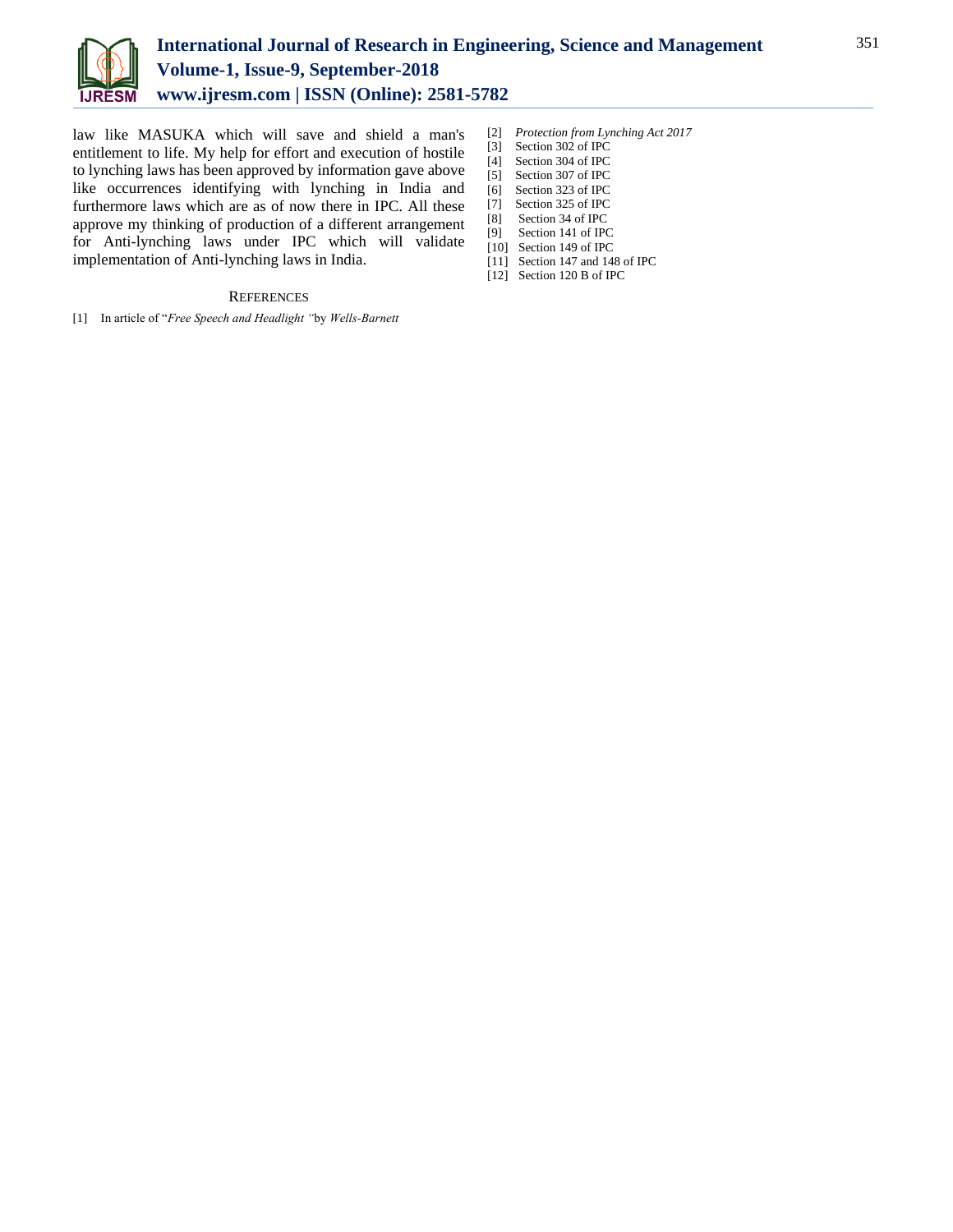law like MASUKA which will save and shield a man's entitlement to life. My help for effort and execution of hostile to lynching laws has been approved by information gave above like occurrences identifying with lynching in India and furthermore laws which are as of now there in IPC. All these approve my thinking of production of a different arrangement for Anti-lynching laws under IPC which will validate implementation of Anti-lynching laws in India.

## References

[1] In article of "*Free Speech and Headlight "*by *Wells-Barnett*

[2] *Protection from Lynching Act 2017*

[3] Section 302 of IPC

[4] Section 304 of IPC

[5] Section 307 of IPC

[6] Section 323 of IPC

[7] Section 325 of IPC

[8] Section 34 of IPC

[9] Section 141 of IPC

[10] Section 149 of IPC

[11] Section 147 and 148 of IPC

[12] Section 120 B of IPC